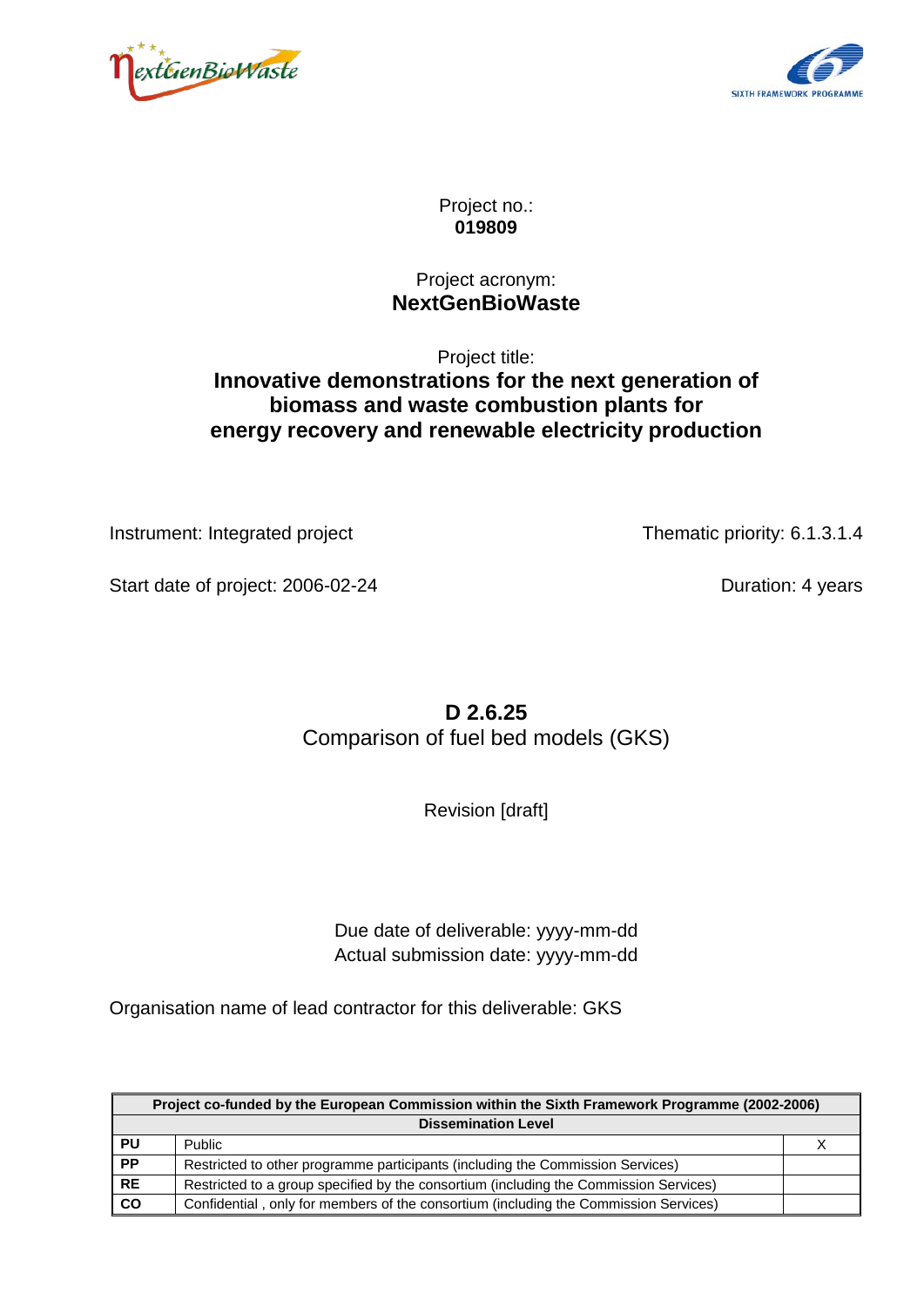Project no.:
**019809**

Project acronym:
**NextGenBioWaste**

Project title:
**Innovative demonstrations for the next generation of biomass and waste combustion plants for energy recovery and renewable electricity production**

Instrument: Integrated project

Thematic priority: 6.1.3.1.4

Start date of project: 2006-02-24

Duration: 4 years

**D 2.6.25**
Comparison of fuel bed models (GKS)

Revision [draft]

Due date of deliverable: yyyy-mm-dd
Actual submission date: yyyy-mm-dd

Organisation name of lead contractor for this deliverable: GKS

| **Project co-funded by the European Commission within the Sixth Framework Programme (2002-2006)** | | |
|---|---|---|
| **Dissemination Level** | | |
| **PU** | Public | X |
| **PP** | Restricted to other programme participants (including the Commission Services) | |
| **RE** | Restricted to a group specified by the consortium (including the Commission Services) | |
| **CO** | Confidential , only for members of the consortium (including the Commission Services) | |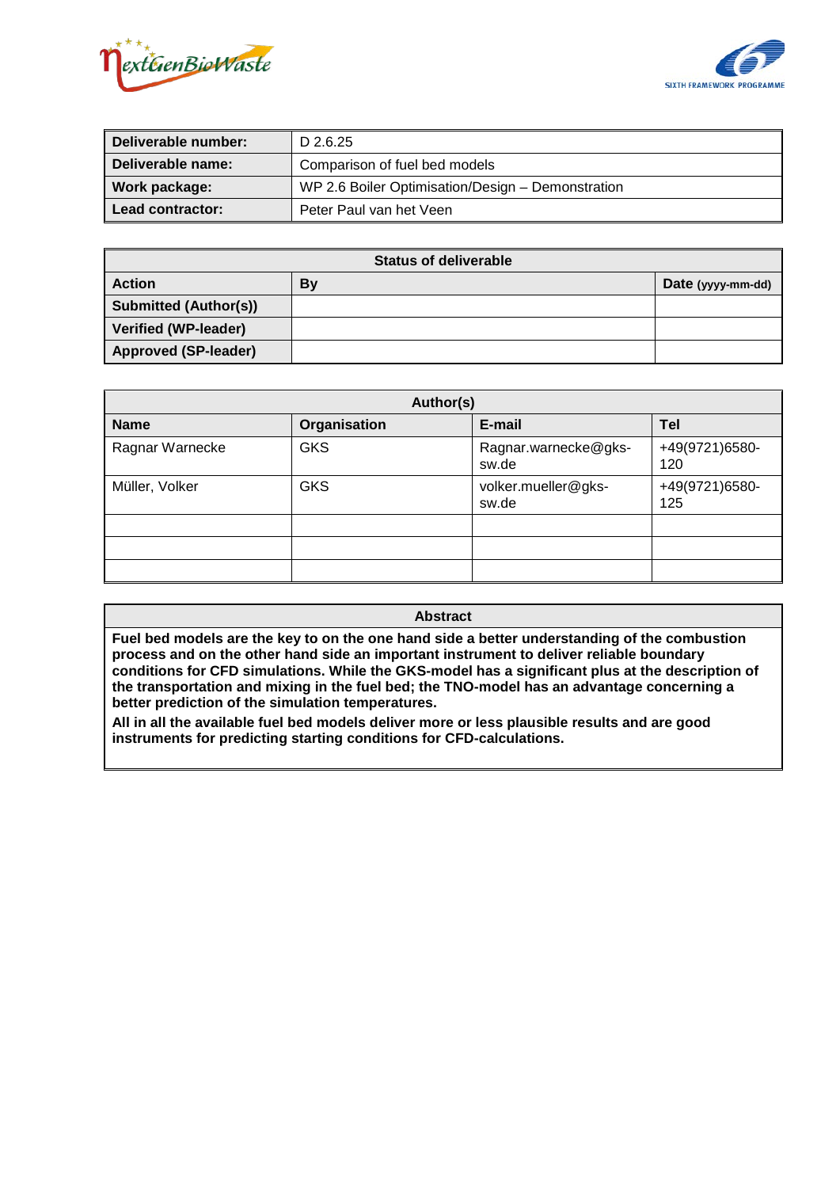| **Deliverable number:** | D 2.6.25 |
|---|---|
| **Deliverable name:** | Comparison of fuel bed models |
| **Work package:** | WP 2.6 Boiler Optimisation/Design – Demonstration |
| **Lead contractor:** | Peter Paul van het Veen |

| **Status of deliverable** | | |
|---|---|---|
| **Action** | **By** | **Date** (yyyy-mm-dd) |
| **Submitted (Author(s))** | | |
| **Verified (WP-leader)** | | |
| **Approved (SP-leader)** | | |

| **Author(s)** | | | |
|---|---|---|---|
| **Name** | **Organisation** | **E-mail** | **Tel** |
| Ragnar Warnecke | GKS | Ragnar.warnecke@gks-sw.de | +49(9721)6580-120 |
| Müller, Volker | GKS | volker.mueller@gks-sw.de | +49(9721)6580-125 |
| | | | |
| | | | |
| | | | |

| **Abstract** |
|---|
| **Fuel bed models are the key to on the one hand side a better understanding of the combustion process and on the other hand side an important instrument to deliver reliable boundary conditions for CFD simulations. While the GKS-model has a significant plus at the description of the transportation and mixing in the fuel bed; the TNO-model has an advantage concerning a better prediction of the simulation temperatures.** <br> **All in all the available fuel bed models deliver more or less plausible results and are good instruments for predicting starting conditions for CFD-calculations.** |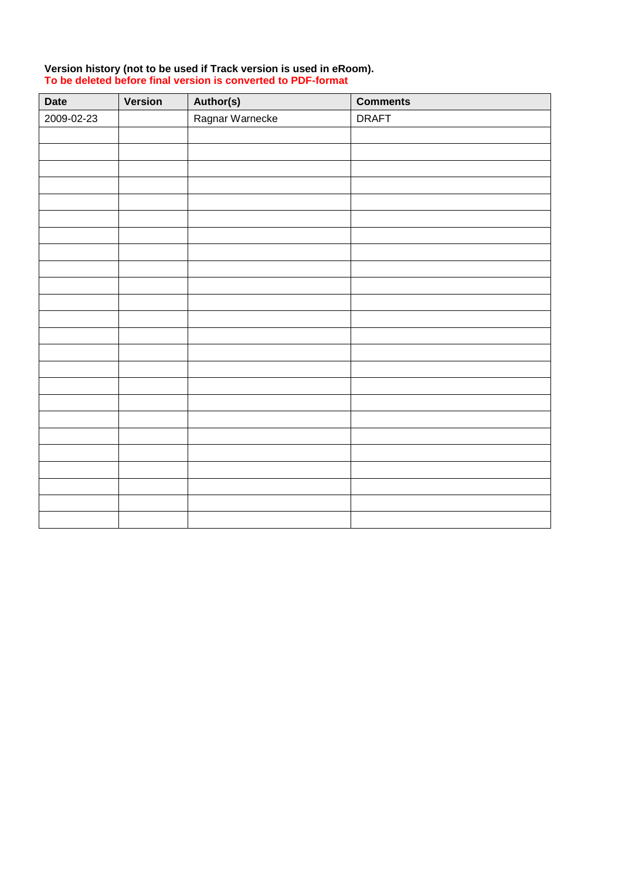**Version history (not to be used if Track version is used in eRoom).**
**To be deleted before final version is converted to PDF-format**

| Date | Version | Author(s) | Comments |
|---|---|---|---|
| 2009-02-23 | | Ragnar Warnecke | DRAFT |
| | | | |
| | | | |
| | | | |
| | | | |
| | | | |
| | | | |
| | | | |
| | | | |
| | | | |
| | | | |
| | | | |
| | | | |
| | | | |
| | | | |
| | | | |
| | | | |
| | | | |
| | | | |
| | | | |
| | | | |
| | | | |
| | | | |
| | | | |
| | | | |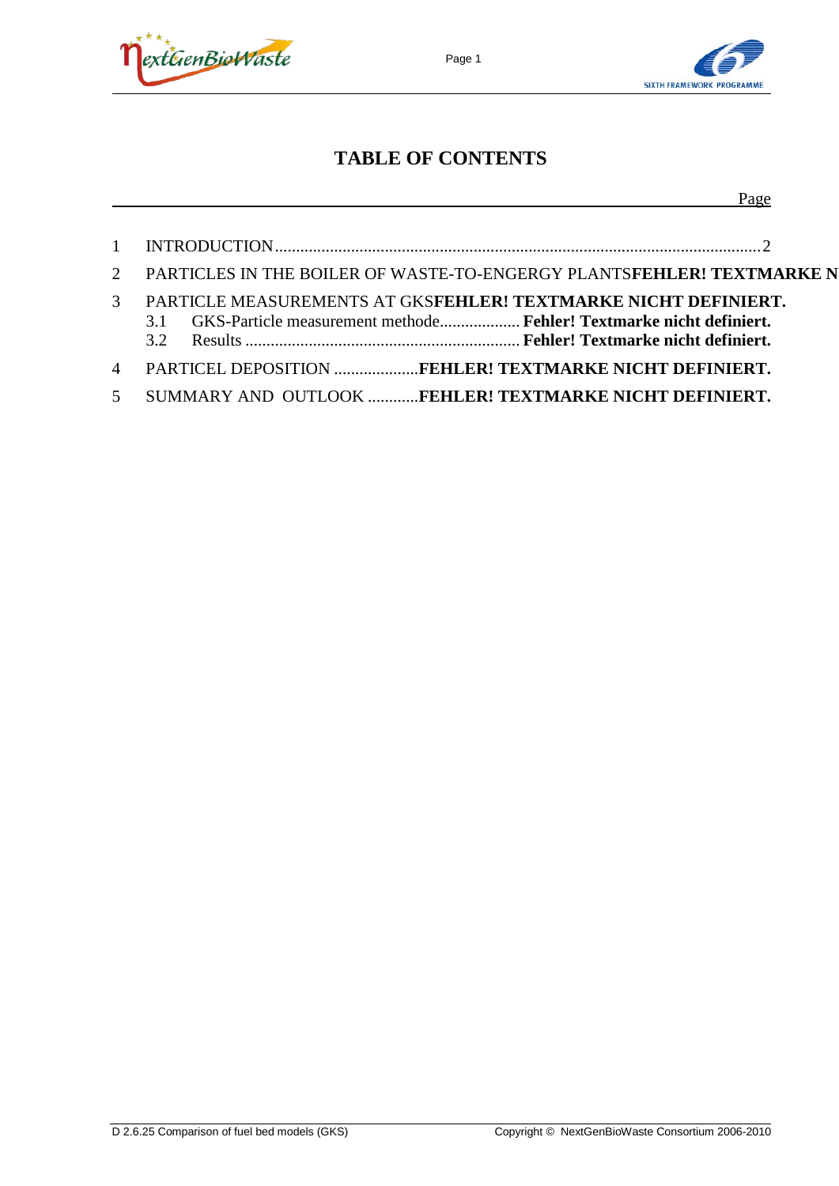# TABLE OF CONTENTS

Page

1 INTRODUCTION ........................................................................................................................ 2

2 PARTICLES IN THE BOILER OF WASTE-TO-ENGERGY PLANTS **FEHLER! TEXTMARKE N**

3 PARTICLE MEASUREMENTS AT GKS **FEHLER! TEXTMARKE NICHT DEFINIERT.**

   3.1 GKS-Particle measurement methode.................. **Fehler! Textmarke nicht definiert.**

   3.2 Results ................................................................ **Fehler! Textmarke nicht definiert.**

4 PARTICEL DEPOSITION ....................**FEHLER! TEXTMARKE NICHT DEFINIERT.**

5 SUMMARY AND OUTLOOK ............**FEHLER! TEXTMARKE NICHT DEFINIERT.**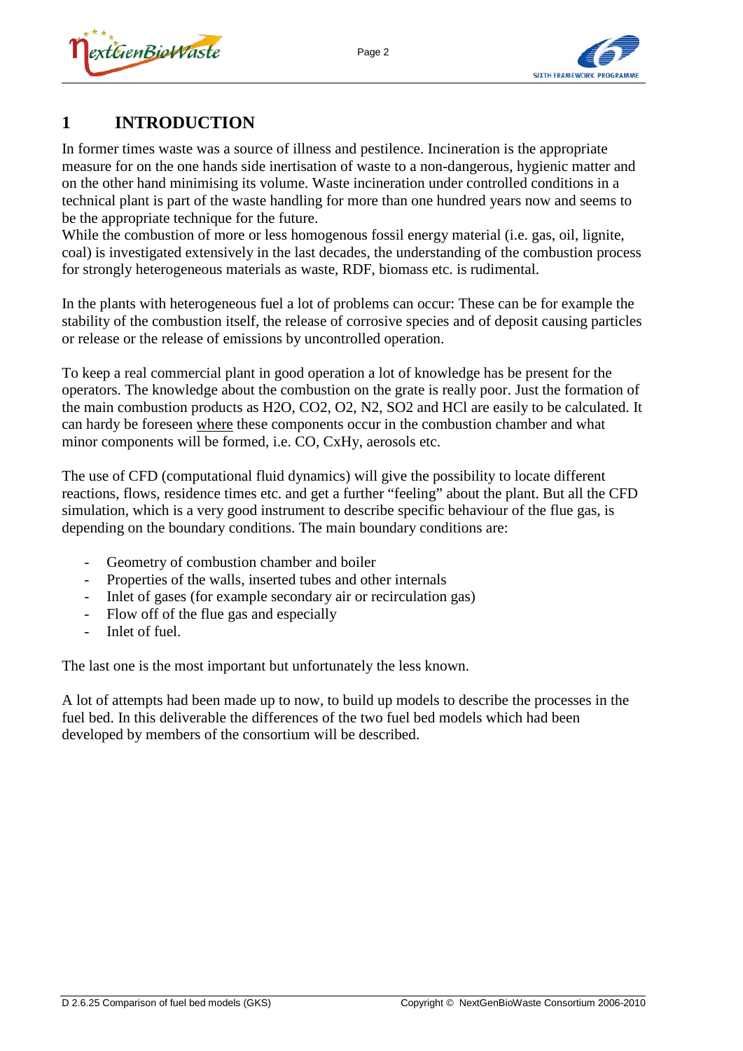# 1 INTRODUCTION

In former times waste was a source of illness and pestilence. Incineration is the appropriate measure for on the one hands side inertisation of waste to a non-dangerous, hygienic matter and on the other hand minimising its volume. Waste incineration under controlled conditions in a technical plant is part of the waste handling for more than one hundred years now and seems to be the appropriate technique for the future.
While the combustion of more or less homogenous fossil energy material (i.e. gas, oil, lignite, coal) is investigated extensively in the last decades, the understanding of the combustion process for strongly heterogeneous materials as waste, RDF, biomass etc. is rudimental.

In the plants with heterogeneous fuel a lot of problems can occur: These can be for example the stability of the combustion itself, the release of corrosive species and of deposit causing particles or release or the release of emissions by uncontrolled operation.

To keep a real commercial plant in good operation a lot of knowledge has be present for the operators. The knowledge about the combustion on the grate is really poor. Just the formation of the main combustion products as $H_2O$, $CO_2$, $O_2$, $N_2$, $SO_2$ and HCl are easily to be calculated. It can hardy be foreseen <u>where</u> these components occur in the combustion chamber and what minor components will be formed, i.e. CO, $C_xH_y$, aerosols etc.

The use of CFD (computational fluid dynamics) will give the possibility to locate different reactions, flows, residence times etc. and get a further "feeling" about the plant. But all the CFD simulation, which is a very good instrument to describe specific behaviour of the flue gas, is depending on the boundary conditions. The main boundary conditions are:

- Geometry of combustion chamber and boiler
- Properties of the walls, inserted tubes and other internals
- Inlet of gases (for example secondary air or recirculation gas)
- Flow off of the flue gas and especially
- Inlet of fuel.

The last one is the most important but unfortunately the less known.

A lot of attempts had been made up to now, to build up models to describe the processes in the fuel bed. In this deliverable the differences of the two fuel bed models which had been developed by members of the consortium will be described.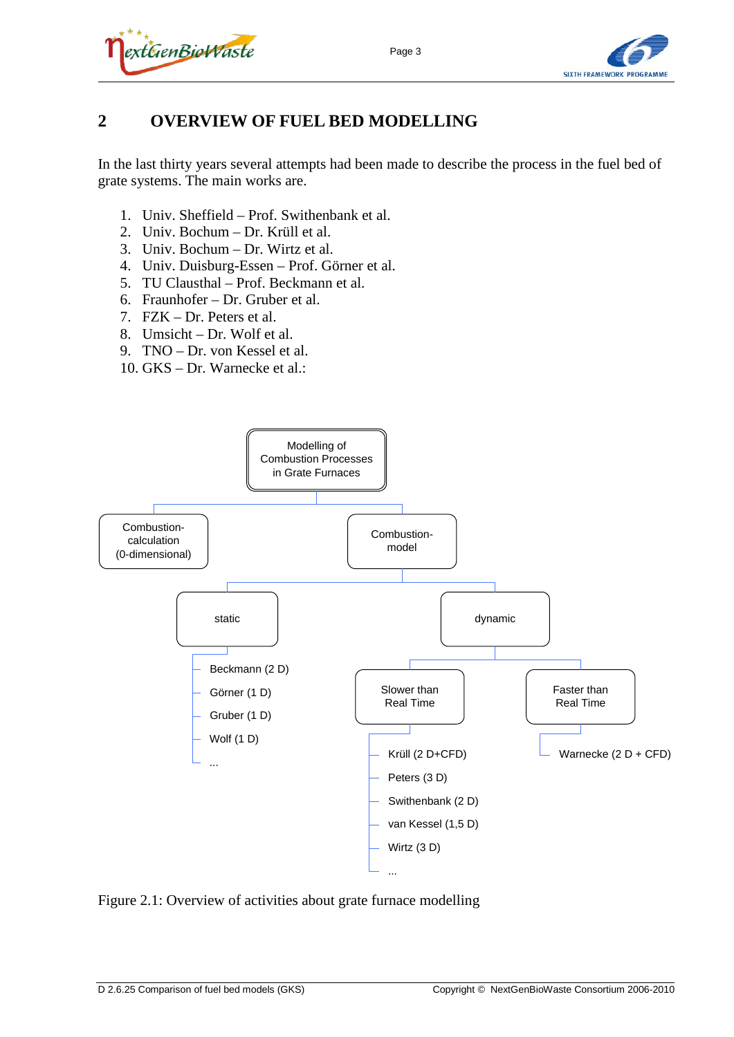## 2 OVERVIEW OF FUEL BED MODELLING

In the last thirty years several attempts had been made to describe the process in the fuel bed of grate systems. The main works are.

1. Univ. Sheffield – Prof. Swithenbank et al.
2. Univ. Bochum – Dr. Krüll et al.
3. Univ. Bochum – Dr. Wirtz et al.
4. Univ. Duisburg-Essen – Prof. Görner et al.
5. TU Clausthal – Prof. Beckmann et al.
6. Fraunhofer – Dr. Gruber et al.
7. FZK – Dr. Peters et al.
8. Umsicht – Dr. Wolf et al.
9. TNO – Dr. von Kessel et al.
10. GKS – Dr. Warnecke et al.:

- Modelling of Combustion Processes in Grate Furnaces
  - Combustion-calculation (0-dimensional)
  - Combustion-model
    - static
      - Beckmann (2 D)
      - Görner (1 D)
      - Gruber (1 D)
      - Wolf (1 D)
      - ...
    - dynamic
      - Slower than Real Time
        - Krüll (2 D+CFD)
        - Peters (3 D)
        - Swithenbank (2 D)
        - van Kessel (1,5 D)
        - Wirtz (3 D)
        - ...
      - Faster than Real Time
        - Warnecke (2 D + CFD)

Figure 2.1: Overview of activities about grate furnace modelling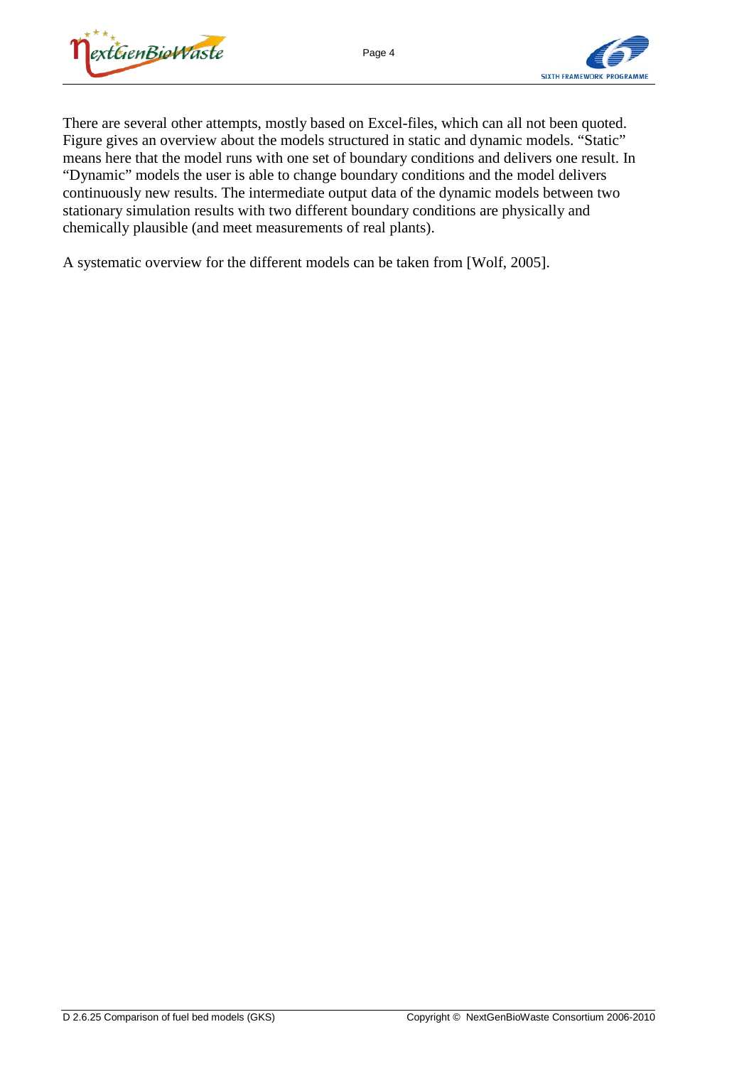There are several other attempts, mostly based on Excel-files, which can all not been quoted. Figure gives an overview about the models structured in static and dynamic models. "Static" means here that the model runs with one set of boundary conditions and delivers one result. In "Dynamic" models the user is able to change boundary conditions and the model delivers continuously new results. The intermediate output data of the dynamic models between two stationary simulation results with two different boundary conditions are physically and chemically plausible (and meet measurements of real plants).

A systematic overview for the different models can be taken from [Wolf, 2005].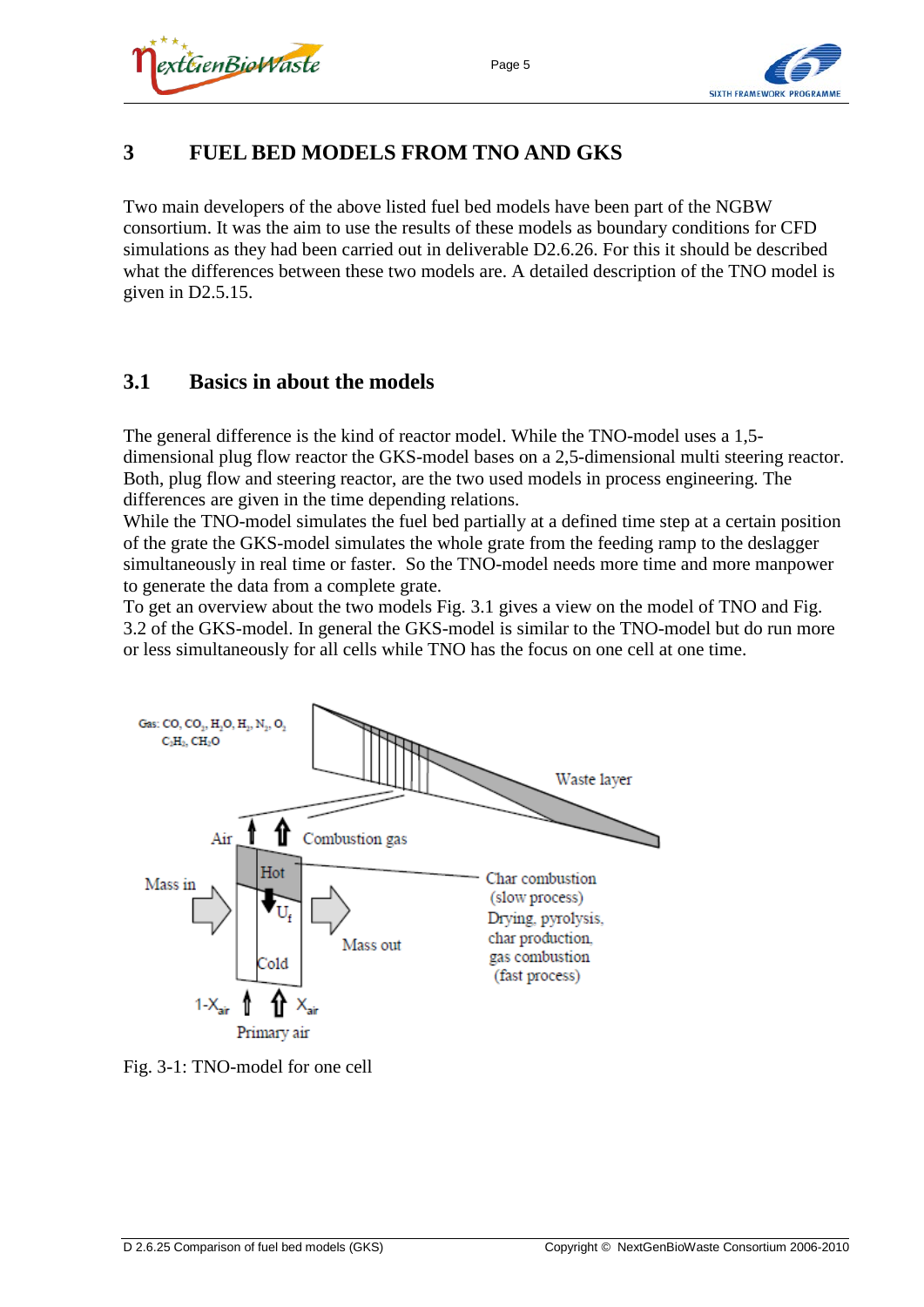# 3 FUEL BED MODELS FROM TNO AND GKS

Two main developers of the above listed fuel bed models have been part of the NGBW consortium. It was the aim to use the results of these models as boundary conditions for CFD simulations as they had been carried out in deliverable D2.6.26. For this it should be described what the differences between these two models are. A detailed description of the TNO model is given in D2.5.15.

## 3.1 Basics in about the models

The general difference is the kind of reactor model. While the TNO-model uses a 1,5-dimensional plug flow reactor the GKS-model bases on a 2,5-dimensional multi steering reactor. Both, plug flow and steering reactor, are the two used models in process engineering. The differences are given in the time depending relations.

While the TNO-model simulates the fuel bed partially at a defined time step at a certain position of the grate the GKS-model simulates the whole grate from the feeding ramp to the deslagger simultaneously in real time or faster. So the TNO-model needs more time and more manpower to generate the data from a complete grate.

To get an overview about the two models Fig. 3.1 gives a view on the model of TNO and Fig. 3.2 of the GKS-model. In general the GKS-model is similar to the TNO-model but do run more or less simultaneously for all cells while TNO has the focus on one cell at one time.

Fig. 3-1: TNO-model for one cell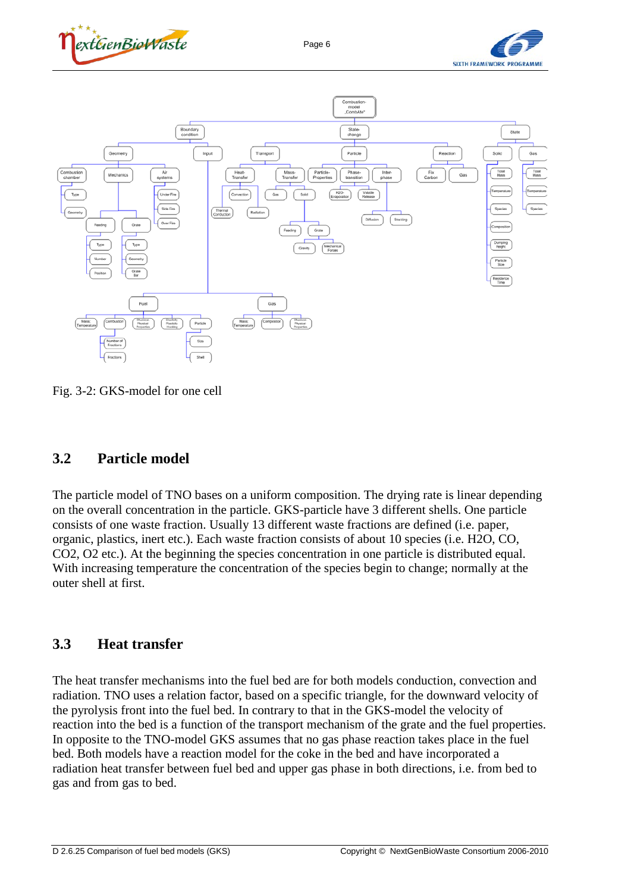Fig. 3-2: GKS-model for one cell

## 3.2 Particle model

The particle model of TNO bases on a uniform composition. The drying rate is linear depending on the overall concentration in the particle. GKS-particle have 3 different shells. One particle consists of one waste fraction. Usually 13 different waste fractions are defined (i.e. paper, organic, plastics, inert etc.). Each waste fraction consists of about 10 species (i.e. $H_2O$, CO, $CO_2$, $O_2$ etc.). At the beginning the species concentration in one particle is distributed equal. With increasing temperature the concentration of the species begin to change; normally at the outer shell at first.

## 3.3 Heat transfer

The heat transfer mechanisms into the fuel bed are for both models conduction, convection and radiation. TNO uses a relation factor, based on a specific triangle, for the downward velocity of the pyrolysis front into the fuel bed. In contrary to that in the GKS-model the velocity of reaction into the bed is a function of the transport mechanism of the grate and the fuel properties. In opposite to the TNO-model GKS assumes that no gas phase reaction takes place in the fuel bed. Both models have a reaction model for the coke in the bed and have incorporated a radiation heat transfer between fuel bed and upper gas phase in both directions, i.e. from bed to gas and from gas to bed.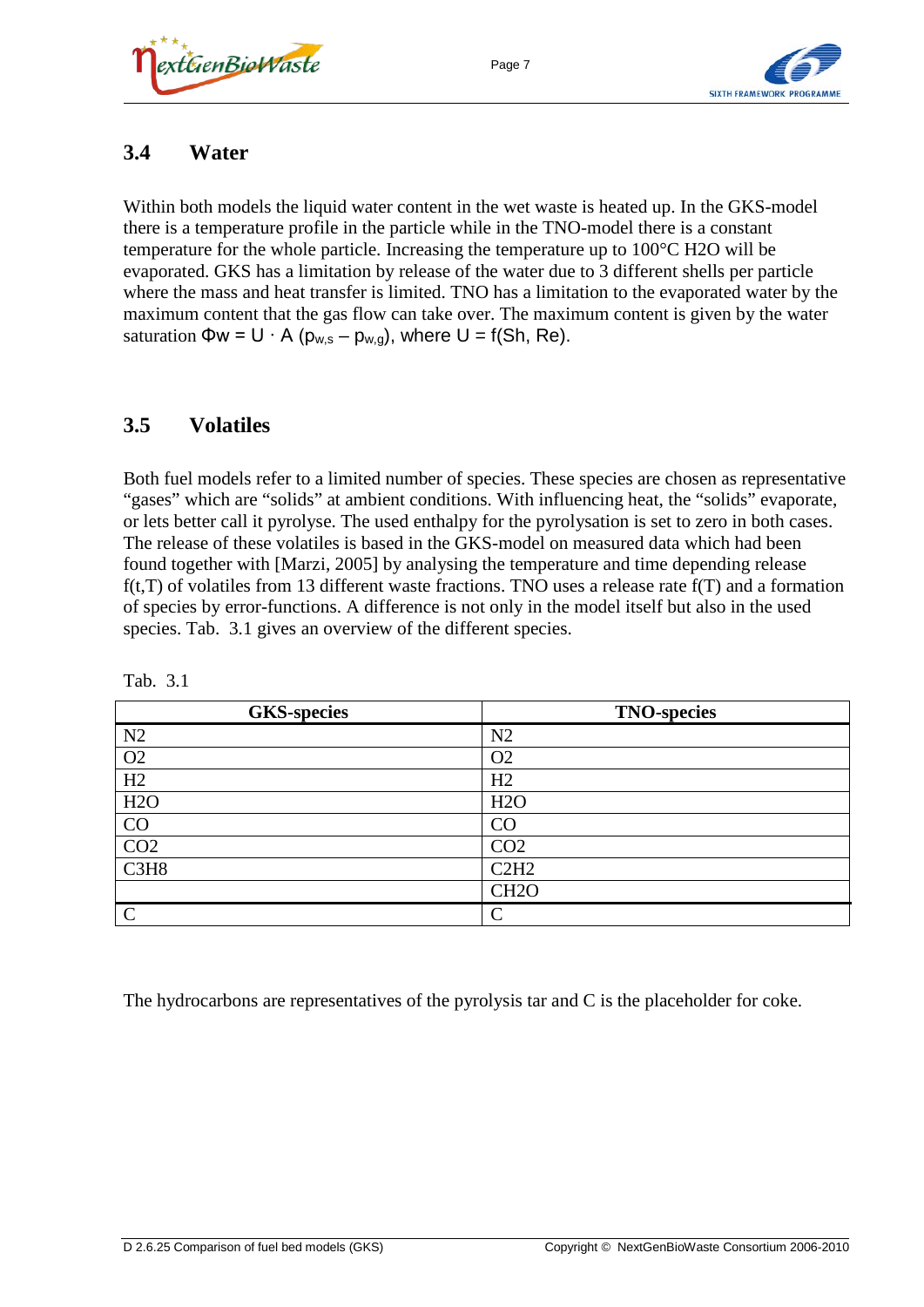## 3.4 Water

Within both models the liquid water content in the wet waste is heated up. In the GKS-model there is a temperature profile in the particle while in the TNO-model there is a constant temperature for the whole particle. Increasing the temperature up to 100°C $H_2O$ will be evaporated. GKS has a limitation by release of the water due to 3 different shells per particle where the mass and heat transfer is limited. TNO has a limitation to the evaporated water by the maximum content that the gas flow can take over. The maximum content is given by the water saturation $\Phi w = U \cdot A\ (p_{w,s} - p_{w,g})$, where $U = f(Sh, Re)$.

## 3.5 Volatiles

Both fuel models refer to a limited number of species. These species are chosen as representative "gases" which are "solids" at ambient conditions. With influencing heat, the "solids" evaporate, or lets better call it pyrolyse. The used enthalpy for the pyrolysation is set to zero in both cases. The release of these volatiles is based in the GKS-model on measured data which had been found together with [Marzi, 2005] by analysing the temperature and time depending release f(t,T) of volatiles from 13 different waste fractions. TNO uses a release rate f(T) and a formation of species by error-functions. A difference is not only in the model itself but also in the used species. Tab. 3.1 gives an overview of the different species.

Tab. 3.1

| GKS-species | TNO-species |
|---|---|
| $N_2$ | $N_2$ |
| $O_2$ | $O_2$ |
| $H_2$ | $H_2$ |
| $H_2O$ | $H_2O$ |
| CO | CO |
| $CO_2$ | $CO_2$ |
| $C_3H_8$ | $C_2H_2$ |
| | $CH_2O$ |
| C | C |

The hydrocarbons are representatives of the pyrolysis tar and C is the placeholder for coke.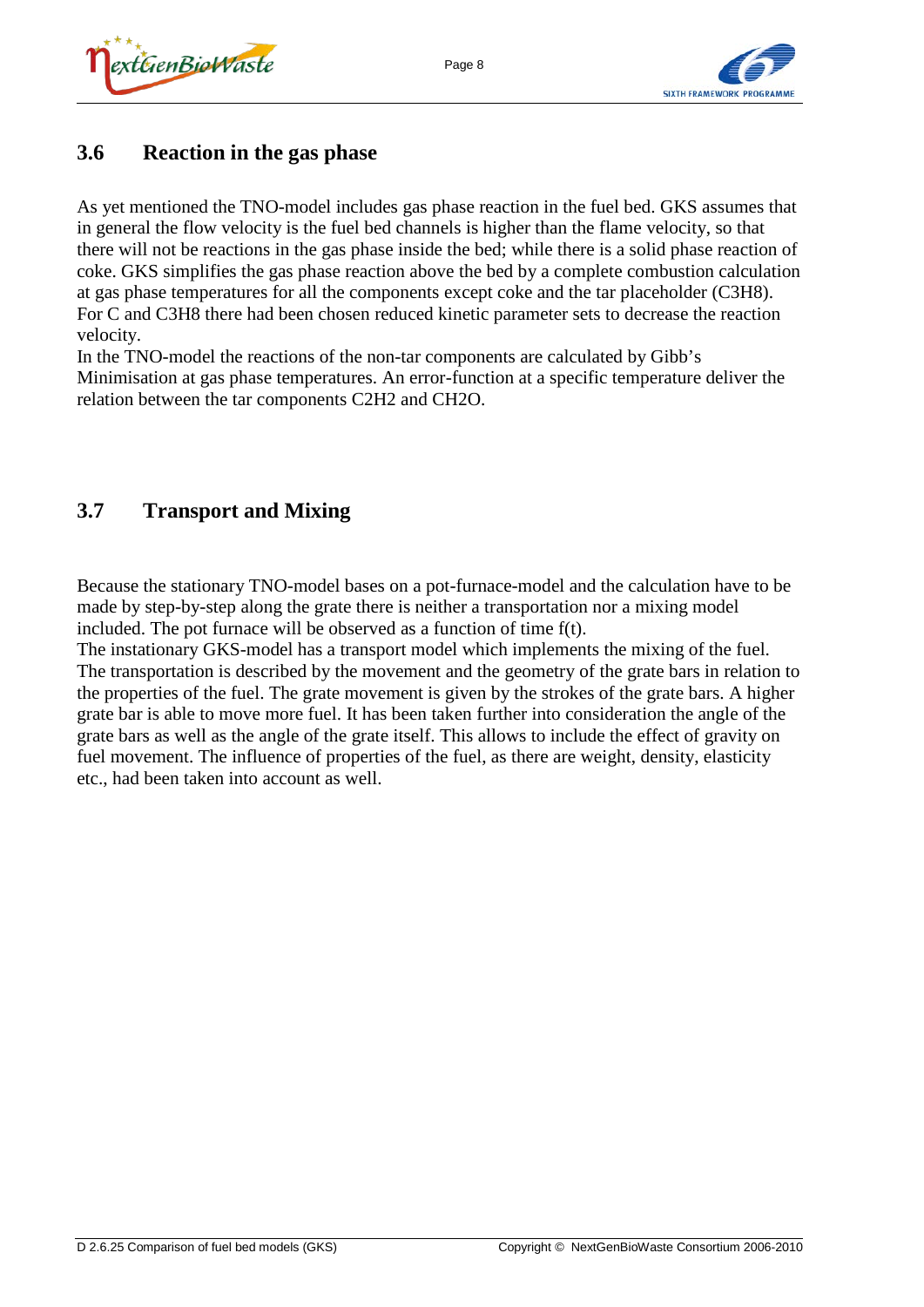## 3.6 Reaction in the gas phase

As yet mentioned the TNO-model includes gas phase reaction in the fuel bed. GKS assumes that in general the flow velocity is the fuel bed channels is higher than the flame velocity, so that there will not be reactions in the gas phase inside the bed; while there is a solid phase reaction of coke. GKS simplifies the gas phase reaction above the bed by a complete combustion calculation at gas phase temperatures for all the components except coke and the tar placeholder ($C_3H_8$). For C and $C_3H_8$ there had been chosen reduced kinetic parameter sets to decrease the reaction velocity.

In the TNO-model the reactions of the non-tar components are calculated by Gibb's Minimisation at gas phase temperatures. An error-function at a specific temperature deliver the relation between the tar components $C_2H_2$ and $CH_2O$.

## 3.7 Transport and Mixing

Because the stationary TNO-model bases on a pot-furnace-model and the calculation have to be made by step-by-step along the grate there is neither a transportation nor a mixing model included. The pot furnace will be observed as a function of time f(t).

The instationary GKS-model has a transport model which implements the mixing of the fuel. The transportation is described by the movement and the geometry of the grate bars in relation to the properties of the fuel. The grate movement is given by the strokes of the grate bars. A higher grate bar is able to move more fuel. It has been taken further into consideration the angle of the grate bars as well as the angle of the grate itself. This allows to include the effect of gravity on fuel movement. The influence of properties of the fuel, as there are weight, density, elasticity etc., had been taken into account as well.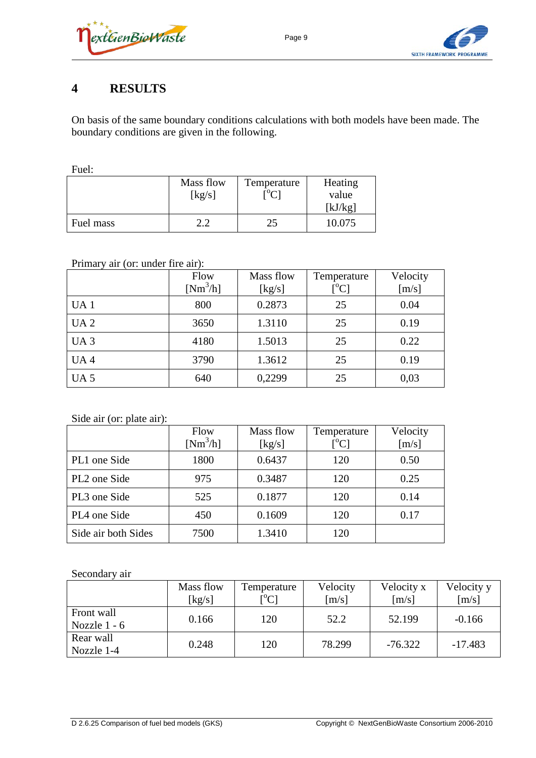# 4 RESULTS

On basis of the same boundary conditions calculations with both models have been made. The boundary conditions are given in the following.

Fuel:

| | Mass flow [kg/s] | Temperature [°C] | Heating value [kJ/kg] |
|---|---|---|---|
| Fuel mass | 2.2 | 25 | 10.075 |

Primary air (or: under fire air):

| | Flow [$Nm^3/h$] | Mass flow [kg/s] | Temperature [°C] | Velocity [m/s] |
|---|---|---|---|---|
| UA 1 | 800 | 0.2873 | 25 | 0.04 |
| UA 2 | 3650 | 1.3110 | 25 | 0.19 |
| UA 3 | 4180 | 1.5013 | 25 | 0.22 |
| UA 4 | 3790 | 1.3612 | 25 | 0.19 |
| UA 5 | 640 | 0,2299 | 25 | 0,03 |

Side air (or: plate air):

| | Flow [$Nm^3/h$] | Mass flow [kg/s] | Temperature [°C] | Velocity [m/s] |
|---|---|---|---|---|
| PL1 one Side | 1800 | 0.6437 | 120 | 0.50 |
| PL2 one Side | 975 | 0.3487 | 120 | 0.25 |
| PL3 one Side | 525 | 0.1877 | 120 | 0.14 |
| PL4 one Side | 450 | 0.1609 | 120 | 0.17 |
| Side air both Sides | 7500 | 1.3410 | 120 | |

Secondary air

| | Mass flow [kg/s] | Temperature [°C] | Velocity [m/s] | Velocity x [m/s] | Velocity y [m/s] |
|---|---|---|---|---|---|
| Front wall Nozzle 1 - 6 | 0.166 | 120 | 52.2 | 52.199 | -0.166 |
| Rear wall Nozzle 1-4 | 0.248 | 120 | 78.299 | -76.322 | -17.483 |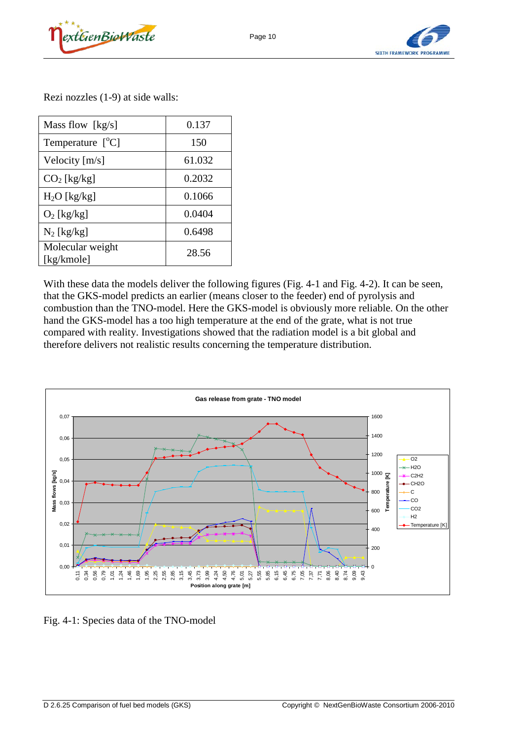Rezi nozzles (1-9) at side walls:

| Mass flow [kg/s] | 0.137 |
|---|---|
| Temperature [°C] | 150 |
| Velocity [m/s] | 61.032 |
| $CO_2$ [kg/kg] | 0.2032 |
| $H_2O$ [kg/kg] | 0.1066 |
| $O_2$ [kg/kg] | 0.0404 |
| $N_2$ [kg/kg] | 0.6498 |
| Molecular weight [kg/kmole] | 28.56 |

With these data the models deliver the following figures (Fig. 4-1 and Fig. 4-2). It can be seen, that the GKS-model predicts an earlier (means closer to the feeder) end of pyrolysis and combustion than the TNO-model. Here the GKS-model is obviously more reliable. On the other hand the GKS-model has a too high temperature at the end of the grate, what is not true compared with reality. Investigations showed that the radiation model is a bit global and therefore delivers not realistic results concerning the temperature distribution.

Fig. 4-1: Species data of the TNO-model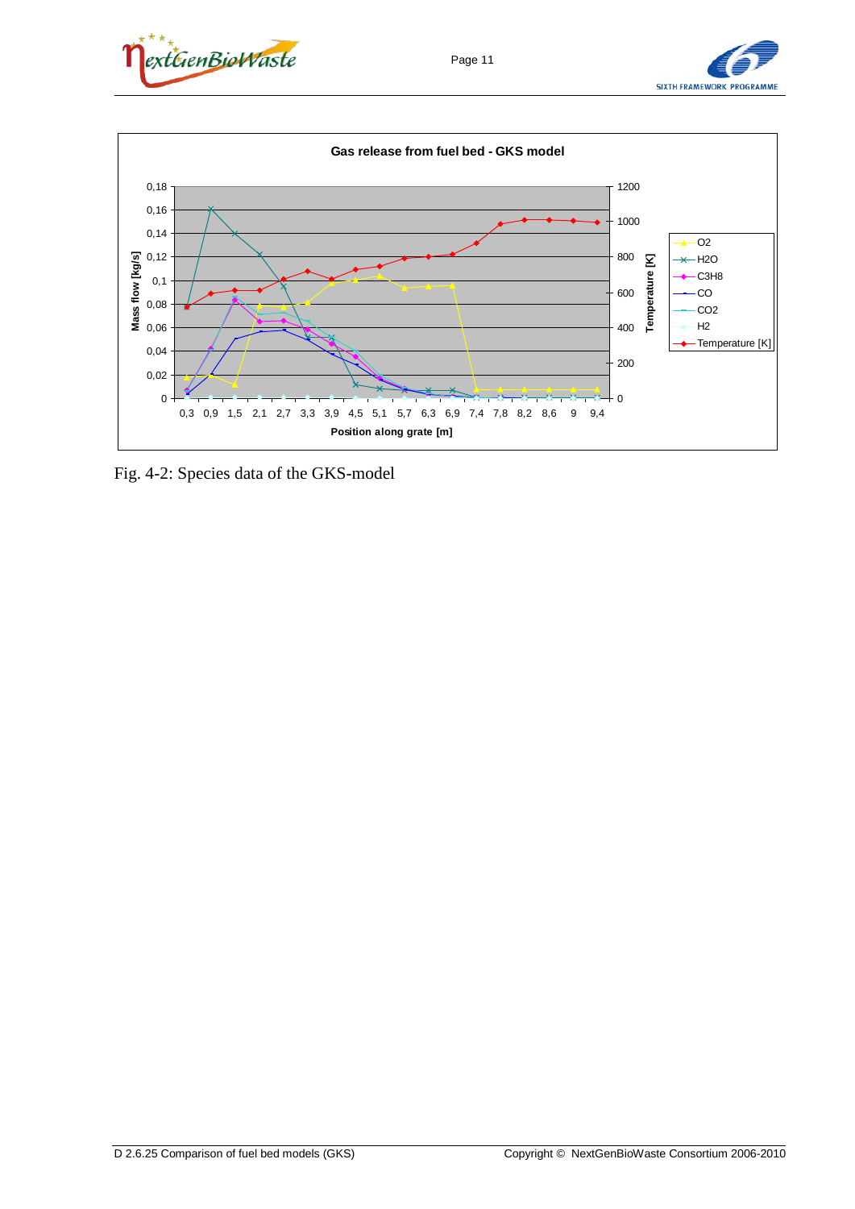Fig. 4-2: Species data of the GKS-model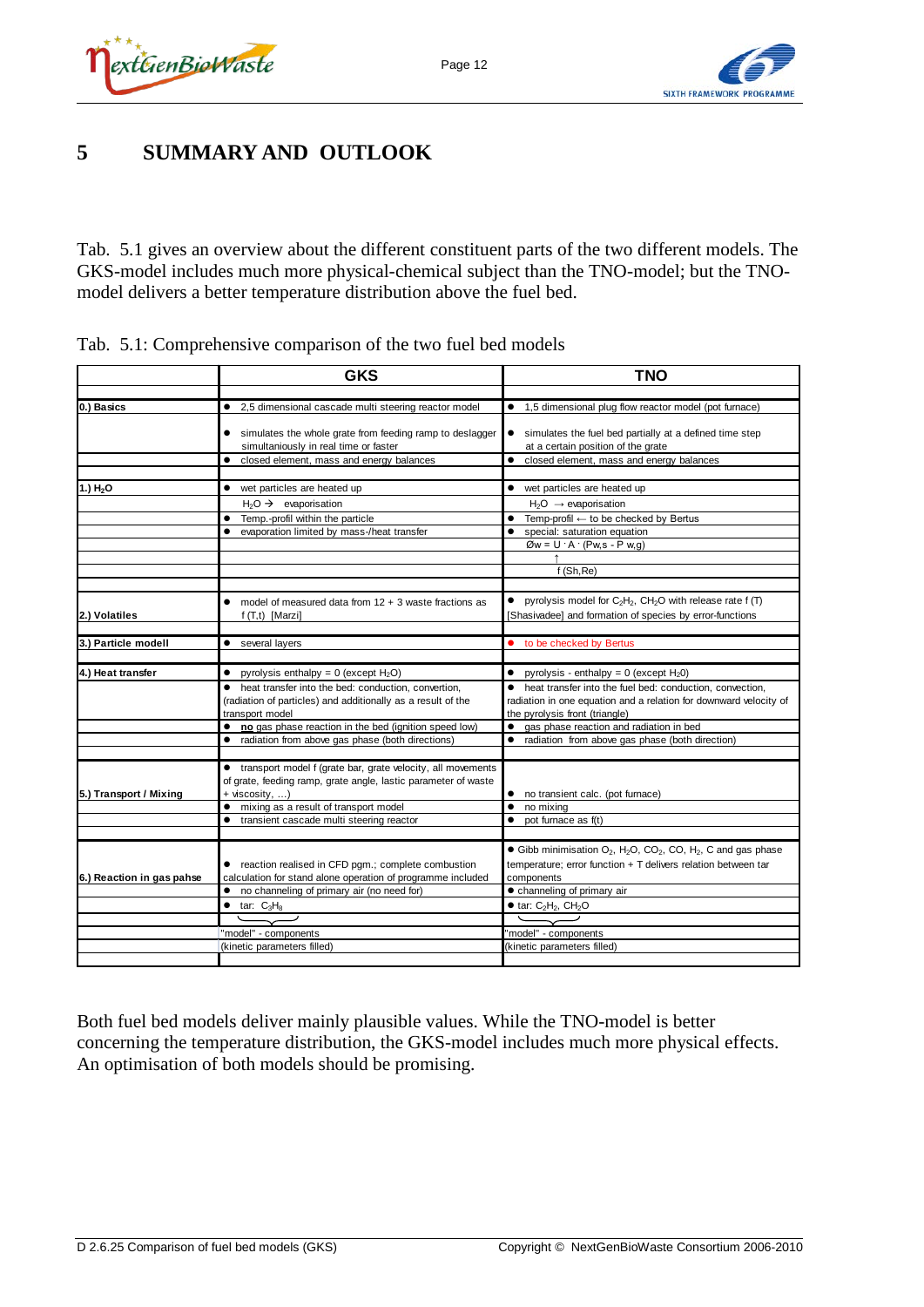# 5 SUMMARY AND OUTLOOK

Tab. 5.1 gives an overview about the different constituent parts of the two different models. The GKS-model includes much more physical-chemical subject than the TNO-model; but the TNO-model delivers a better temperature distribution above the fuel bed.

Tab. 5.1: Comprehensive comparison of the two fuel bed models

| | GKS | TNO |
|---|---|---|
| 0.) Basics | • 2,5 dimensional cascade multi steering reactor model | • 1,5 dimensional plug flow reactor model (pot furnace) |
| | • simulates the whole grate from feeding ramp to deslagger simultaniously in real time or faster | • simulates the fuel bed partially at a defined time step at a certain position of the grate |
| | • closed element, mass and energy balances | • closed element, mass and energy balances |
| 1.) $H_2O$ | • wet particles are heated up | • wet particles are heated up |
| | $H_2O \rightarrow$ evaporisation | $H_2O \rightarrow$ evaporisation |
| | • Temp.-profil within the particle | • Temp-profil ← to be checked by Bertus |
| | • evaporation limited by mass-/heat transfer | • special: saturation equation |
| | | $Øw = U \cdot A \cdot (P_{w,s} - P_{w,g})$ |
| | | ↑ |
| | | f (Sh,Re) |
| 2.) Volatiles | • model of measured data from 12 + 3 waste fractions as f (T,t) [Marzi] | • pyrolysis model for $C_2H_2$, $CH_2O$ with release rate f (T) [Shasivadee] and formation of species by error-functions |
| 3.) Particle modell | • several layers | • to be checked by Bertus |
| 4.) Heat transfer | • pyrolysis enthalpy = 0 (except $H_2O$) | • pyrolysis - enthalpy = 0 (except $H_2O$) |
| | • heat transfer into the bed: conduction, convertion, (radiation of particles) and additionally as a result of the transport model | • heat transfer into the fuel bed: conduction, convection, radiation in one equation and a relation for downward velocity of the pyrolysis front (triangle) |
| | • **no** gas phase reaction in the bed (ignition speed low) | • gas phase reaction and radiation in bed |
| | • radiation from above gas phase (both directions) | • radiation from above gas phase (both direction) |
| 5.) Transport / Mixing | • transport model f (grate bar, grate velocity, all movements of grate, feeding ramp, grate angle, lastic parameter of waste + viscosity, ...) | • no transient calc. (pot furnace) |
| | • mixing as a result of transport model | • no mixing |
| | • transient cascade multi steering reactor | • pot furnace as f(t) |
| 6.) Reaction in gas pahse | • reaction realised in CFD pgm.; complete combustion calculation for stand alone operation of programme included | • Gibb minimisation $O_2$, $H_2O$, $CO_2$, $CO$, $H_2$, C and gas phase temperature; error function + T delivers relation between tar components |
| | • no channeling of primary air (no need for) | • channeling of primary air |
| | • tar: $C_3H_8$ | • tar: $C_2H_2$, $CH_2O$ |
| | "model" - components (kinetic parameters filled) | "model" - components (kinetic parameters filled) |

Both fuel bed models deliver mainly plausible values. While the TNO-model is better concerning the temperature distribution, the GKS-model includes much more physical effects. An optimisation of both models should be promising.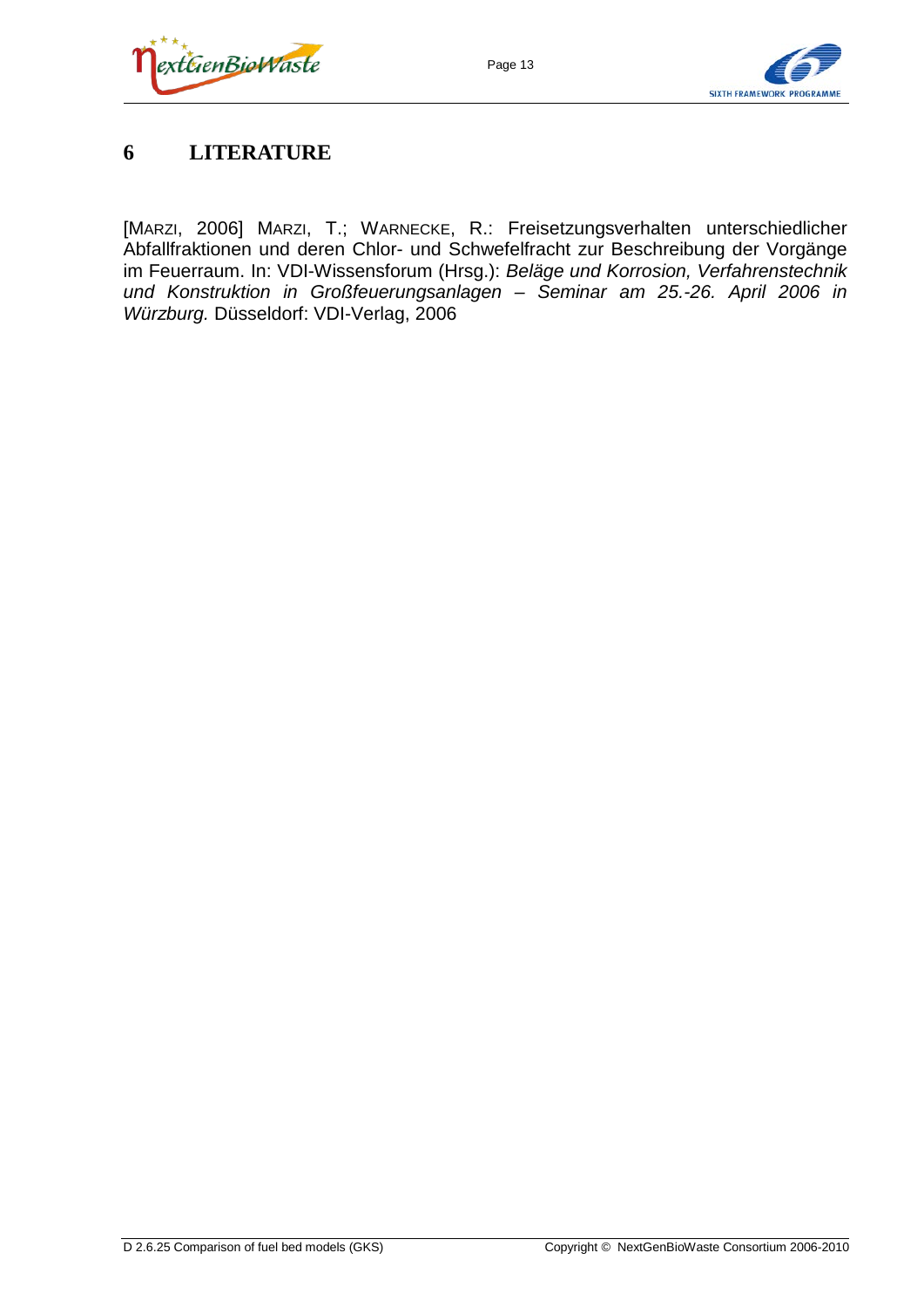# 6 LITERATURE

[MARZI, 2006] MARZI, T.; WARNECKE, R.: Freisetzungsverhalten unterschiedlicher Abfallfraktionen und deren Chlor- und Schwefelfracht zur Beschreibung der Vorgänge im Feuerraum. In: VDI-Wissensforum (Hrsg.): *Beläge und Korrosion, Verfahrenstechnik und Konstruktion in Großfeuerungsanlagen – Seminar am 25.-26. April 2006 in Würzburg.* Düsseldorf: VDI-Verlag, 2006